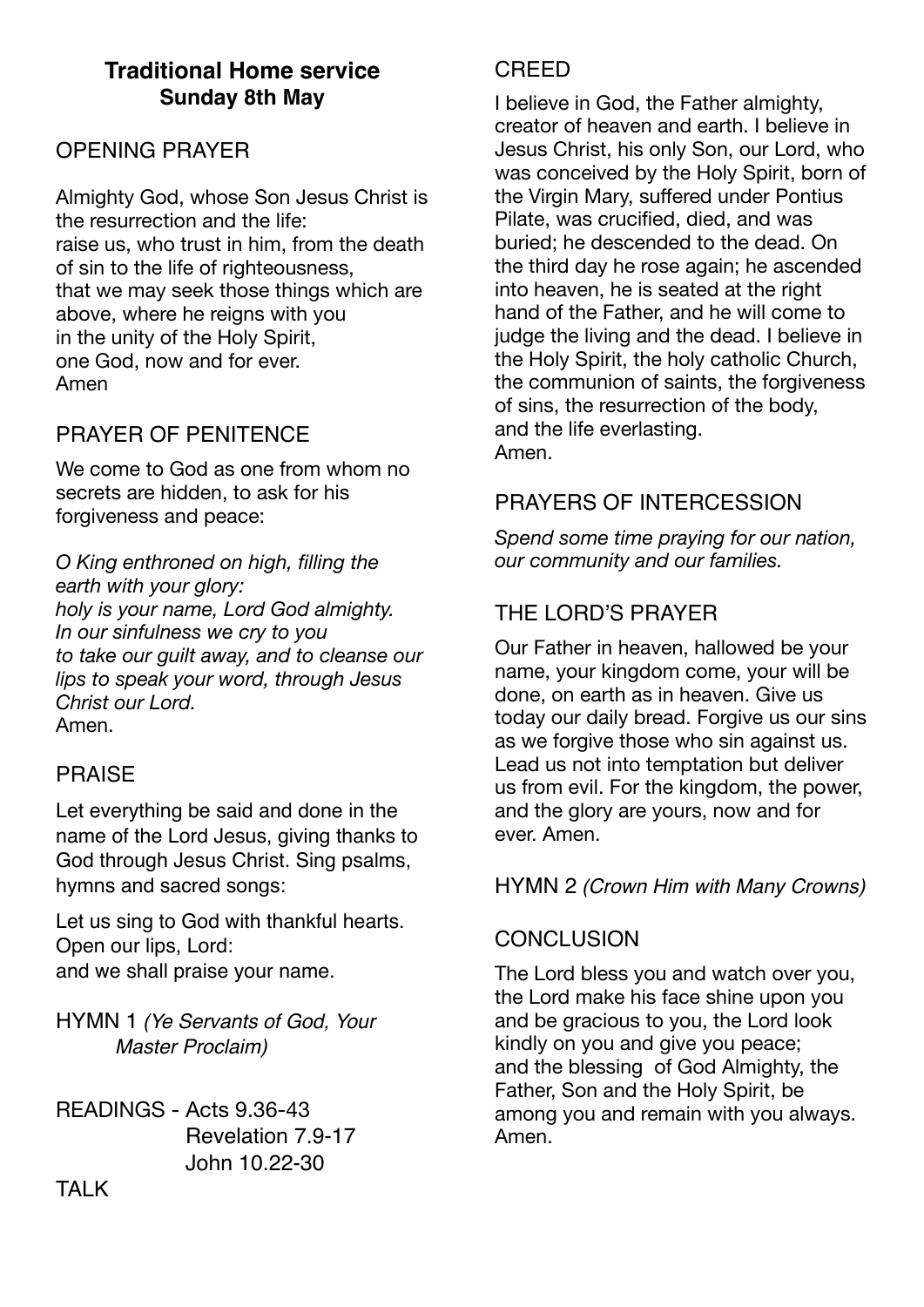# Traditional Home service
## Sunday 8th May

### OPENING PRAYER

Almighty God, whose Son Jesus Christ is the resurrection and the life:
raise us, who trust in him, from the death of sin to the life of righteousness,
that we may seek those things which are above, where he reigns with you
in the unity of the Holy Spirit,
one God, now and for ever.
Amen

### PRAYER OF PENITENCE

We come to God as one from whom no secrets are hidden, to ask for his forgiveness and peace:

*O King enthroned on high, filling the earth with your glory:*
*holy is your name, Lord God almighty.*
*In our sinfulness we cry to you*
*to take our guilt away, and to cleanse our lips to speak your word, through Jesus Christ our Lord.*
Amen.

### PRAISE

Let everything be said and done in the name of the Lord Jesus, giving thanks to God through Jesus Christ. Sing psalms, hymns and sacred songs:

Let us sing to God with thankful hearts.
Open our lips, Lord:
and we shall praise your name.

HYMN 1 *(Ye Servants of God, Your Master Proclaim)*

READINGS - Acts 9.36-43
Revelation 7.9-17
John 10.22-30

TALK

### CREED

I believe in God, the Father almighty, creator of heaven and earth. I believe in Jesus Christ, his only Son, our Lord, who was conceived by the Holy Spirit, born of the Virgin Mary, suffered under Pontius Pilate, was crucified, died, and was buried; he descended to the dead. On the third day he rose again; he ascended into heaven, he is seated at the right hand of the Father, and he will come to judge the living and the dead. I believe in the Holy Spirit, the holy catholic Church, the communion of saints, the forgiveness of sins, the resurrection of the body, and the life everlasting.
Amen.

### PRAYERS OF INTERCESSION

*Spend some time praying for our nation, our community and our families.*

### THE LORD'S PRAYER

Our Father in heaven, hallowed be your name, your kingdom come, your will be done, on earth as in heaven. Give us today our daily bread. Forgive us our sins as we forgive those who sin against us. Lead us not into temptation but deliver us from evil. For the kingdom, the power, and the glory are yours, now and for ever. Amen.

HYMN 2 *(Crown Him with Many Crowns)*

### CONCLUSION

The Lord bless you and watch over you, the Lord make his face shine upon you and be gracious to you, the Lord look kindly on you and give you peace;
and the blessing of God Almighty, the Father, Son and the Holy Spirit, be among you and remain with you always.
Amen.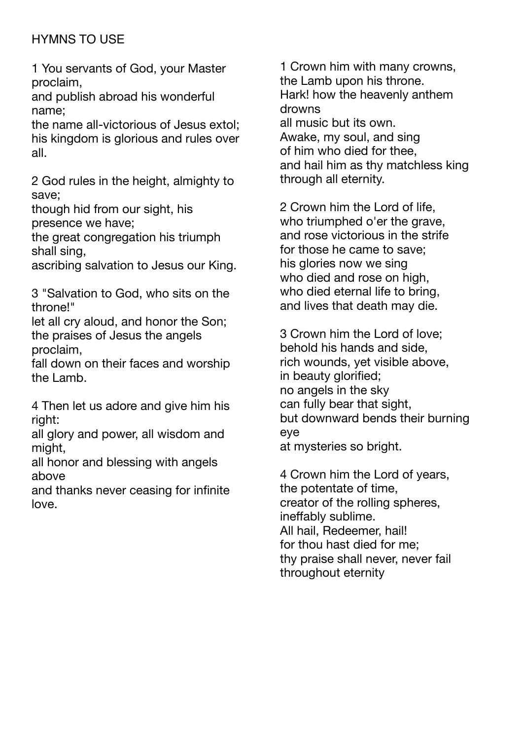HYMNS TO USE

1 You servants of God, your Master proclaim,
and publish abroad his wonderful name;
the name all-victorious of Jesus extol;
his kingdom is glorious and rules over all.

2 God rules in the height, almighty to save;
though hid from our sight, his presence we have;
the great congregation his triumph shall sing,
ascribing salvation to Jesus our King.

3 "Salvation to God, who sits on the throne!"
let all cry aloud, and honor the Son;
the praises of Jesus the angels proclaim,
fall down on their faces and worship the Lamb.

4 Then let us adore and give him his right:
all glory and power, all wisdom and might,
all honor and blessing with angels above
and thanks never ceasing for infinite love.

1 Crown him with many crowns,
the Lamb upon his throne.
Hark! how the heavenly anthem drowns
all music but its own.
Awake, my soul, and sing
of him who died for thee,
and hail him as thy matchless king
through all eternity.

2 Crown him the Lord of life,
who triumphed o'er the grave,
and rose victorious in the strife
for those he came to save;
his glories now we sing
who died and rose on high,
who died eternal life to bring,
and lives that death may die.

3 Crown him the Lord of love;
behold his hands and side,
rich wounds, yet visible above,
in beauty glorified;
no angels in the sky
can fully bear that sight,
but downward bends their burning eye
at mysteries so bright.

4 Crown him the Lord of years,
the potentate of time,
creator of the rolling spheres,
ineffably sublime.
All hail, Redeemer, hail!
for thou hast died for me;
thy praise shall never, never fail
throughout eternity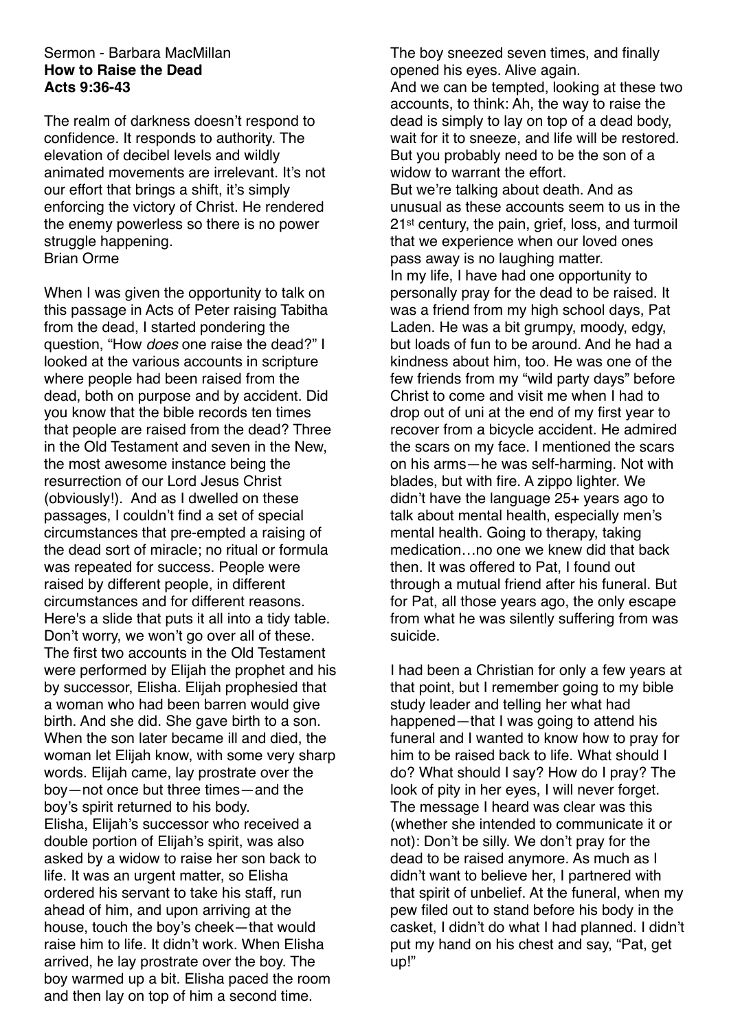Sermon - Barbara MacMillan
**How to Raise the Dead**
**Acts 9:36-43**

The realm of darkness doesn't respond to confidence. It responds to authority. The elevation of decibel levels and wildly animated movements are irrelevant. It's not our effort that brings a shift, it's simply enforcing the victory of Christ. He rendered the enemy powerless so there is no power struggle happening.
Brian Orme

When I was given the opportunity to talk on this passage in Acts of Peter raising Tabitha from the dead, I started pondering the question, "How *does* one raise the dead?" I looked at the various accounts in scripture where people had been raised from the dead, both on purpose and by accident. Did you know that the bible records ten times that people are raised from the dead? Three in the Old Testament and seven in the New, the most awesome instance being the resurrection of our Lord Jesus Christ (obviously!). And as I dwelled on these passages, I couldn't find a set of special circumstances that pre-empted a raising of the dead sort of miracle; no ritual or formula was repeated for success. People were raised by different people, in different circumstances and for different reasons. Here's a slide that puts it all into a tidy table. Don't worry, we won't go over all of these.
The first two accounts in the Old Testament were performed by Elijah the prophet and his by successor, Elisha. Elijah prophesied that a woman who had been barren would give birth. And she did. She gave birth to a son. When the son later became ill and died, the woman let Elijah know, with some very sharp words. Elijah came, lay prostrate over the boy—not once but three times—and the boy's spirit returned to his body.
Elisha, Elijah's successor who received a double portion of Elijah's spirit, was also asked by a widow to raise her son back to life. It was an urgent matter, so Elisha ordered his servant to take his staff, run ahead of him, and upon arriving at the house, touch the boy's cheek—that would raise him to life. It didn't work. When Elisha arrived, he lay prostrate over the boy. The boy warmed up a bit. Elisha paced the room and then lay on top of him a second time.
The boy sneezed seven times, and finally opened his eyes. Alive again.
And we can be tempted, looking at these two accounts, to think: Ah, the way to raise the dead is simply to lay on top of a dead body, wait for it to sneeze, and life will be restored. But you probably need to be the son of a widow to warrant the effort.
But we're talking about death. And as unusual as these accounts seem to us in the 21st century, the pain, grief, loss, and turmoil that we experience when our loved ones pass away is no laughing matter.
In my life, I have had one opportunity to personally pray for the dead to be raised. It was a friend from my high school days, Pat Laden. He was a bit grumpy, moody, edgy, but loads of fun to be around. And he had a kindness about him, too. He was one of the few friends from my "wild party days" before Christ to come and visit me when I had to drop out of uni at the end of my first year to recover from a bicycle accident. He admired the scars on my face. I mentioned the scars on his arms—he was self-harming. Not with blades, but with fire. A zippo lighter. We didn't have the language 25+ years ago to talk about mental health, especially men's mental health. Going to therapy, taking medication…no one we knew did that back then. It was offered to Pat, I found out through a mutual friend after his funeral. But for Pat, all those years ago, the only escape from what he was silently suffering from was suicide.

I had been a Christian for only a few years at that point, but I remember going to my bible study leader and telling her what had happened—that I was going to attend his funeral and I wanted to know how to pray for him to be raised back to life. What should I do? What should I say? How do I pray? The look of pity in her eyes, I will never forget. The message I heard was clear was this (whether she intended to communicate it or not): Don't be silly. We don't pray for the dead to be raised anymore. As much as I didn't want to believe her, I partnered with that spirit of unbelief. At the funeral, when my pew filed out to stand before his body in the casket, I didn't do what I had planned. I didn't put my hand on his chest and say, "Pat, get up!"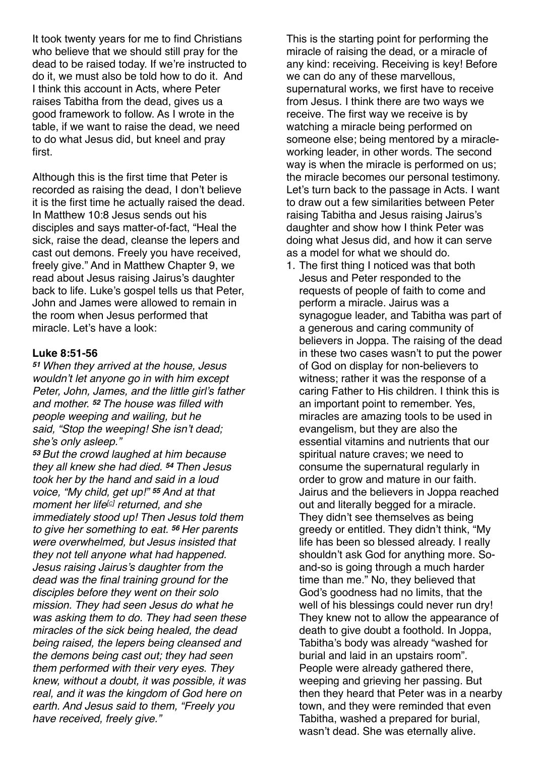It took twenty years for me to find Christians who believe that we should still pray for the dead to be raised today. If we're instructed to do it, we must also be told how to do it. And I think this account in Acts, where Peter raises Tabitha from the dead, gives us a good framework to follow. As I wrote in the table, if we want to raise the dead, we need to do what Jesus did, but kneel and pray first.

Although this is the first time that Peter is recorded as raising the dead, I don't believe it is the first time he actually raised the dead. In Matthew 10:8 Jesus sends out his disciples and says matter-of-fact, "Heal the sick, raise the dead, cleanse the lepers and cast out demons. Freely you have received, freely give." And in Matthew Chapter 9, we read about Jesus raising Jairus's daughter back to life. Luke's gospel tells us that Peter, John and James were allowed to remain in the room when Jesus performed that miracle. Let's have a look:

**Luke 8:51-56**

***51*** *When they arrived at the house, Jesus wouldn't let anyone go in with him except Peter, John, James, and the little girl's father and mother.* ***52*** *The house was filled with people weeping and wailing, but he said, "Stop the weeping! She isn't dead; she's only asleep."*

***53*** *But the crowd laughed at him because they all knew she had died.* ***54*** *Then Jesus took her by the hand and said in a loud voice, "My child, get up!"* ***55*** *And at that moment her life*[c] *returned, and she immediately stood up! Then Jesus told them to give her something to eat.* ***56*** *Her parents were overwhelmed, but Jesus insisted that they not tell anyone what had happened. Jesus raising Jairus's daughter from the dead was the final training ground for the disciples before they went on their solo mission. They had seen Jesus do what he was asking them to do. They had seen these miracles of the sick being healed, the dead being raised, the lepers being cleansed and the demons being cast out; they had seen them performed with their very eyes. They knew, without a doubt, it was possible, it was real, and it was the kingdom of God here on earth. And Jesus said to them, "Freely you have received, freely give."*

This is the starting point for performing the miracle of raising the dead, or a miracle of any kind: receiving. Receiving is key! Before we can do any of these marvellous, supernatural works, we first have to receive from Jesus. I think there are two ways we receive. The first way we receive is by watching a miracle being performed on someone else; being mentored by a miracle-working leader, in other words. The second way is when the miracle is performed on us; the miracle becomes our personal testimony. Let's turn back to the passage in Acts. I want to draw out a few similarities between Peter raising Tabitha and Jesus raising Jairus's daughter and show how I think Peter was doing what Jesus did, and how it can serve as a model for what we should do.

1. The first thing I noticed was that both Jesus and Peter responded to the requests of people of faith to come and perform a miracle. Jairus was a synagogue leader, and Tabitha was part of a generous and caring community of believers in Joppa. The raising of the dead in these two cases wasn't to put the power of God on display for non-believers to witness; rather it was the response of a caring Father to His children. I think this is an important point to remember. Yes, miracles are amazing tools to be used in evangelism, but they are also the essential vitamins and nutrients that our spiritual nature craves; we need to consume the supernatural regularly in order to grow and mature in our faith. Jairus and the believers in Joppa reached out and literally begged for a miracle. They didn't see themselves as being greedy or entitled. They didn't think, "My life has been so blessed already. I really shouldn't ask God for anything more. So-and-so is going through a much harder time than me." No, they believed that God's goodness had no limits, that the well of his blessings could never run dry! They knew not to allow the appearance of death to give doubt a foothold. In Joppa, Tabitha's body was already "washed for burial and laid in an upstairs room". People were already gathered there, weeping and grieving her passing. But then they heard that Peter was in a nearby town, and they were reminded that even Tabitha, washed a prepared for burial, wasn't dead. She was eternally alive.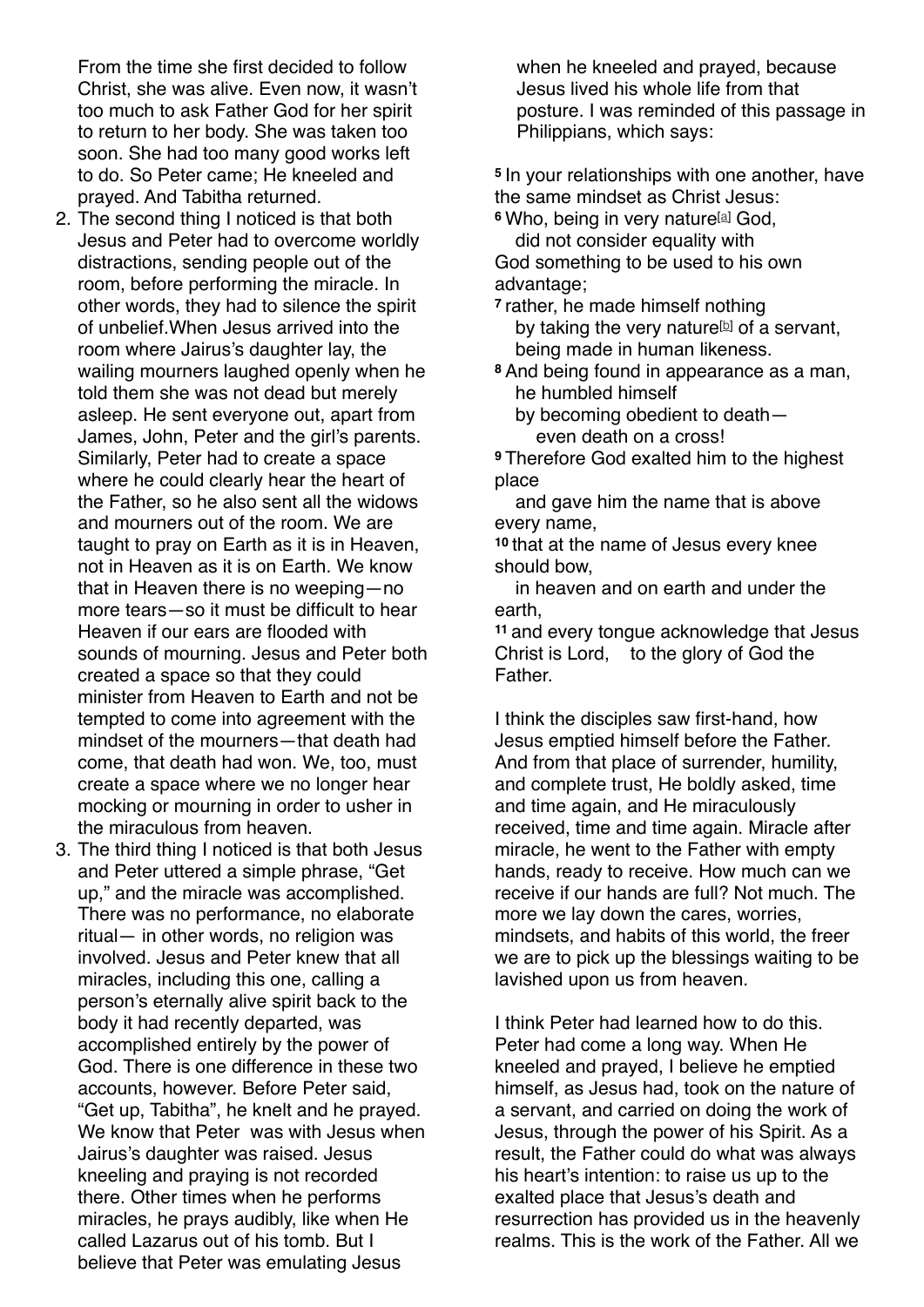From the time she first decided to follow Christ, she was alive. Even now, it wasn't too much to ask Father God for her spirit to return to her body. She was taken too soon. She had too many good works left to do. So Peter came; He kneeled and prayed. And Tabitha returned.

2. The second thing I noticed is that both Jesus and Peter had to overcome worldly distractions, sending people out of the room, before performing the miracle. In other words, they had to silence the spirit of unbelief.When Jesus arrived into the room where Jairus's daughter lay, the wailing mourners laughed openly when he told them she was not dead but merely asleep. He sent everyone out, apart from James, John, Peter and the girl's parents. Similarly, Peter had to create a space where he could clearly hear the heart of the Father, so he also sent all the widows and mourners out of the room. We are taught to pray on Earth as it is in Heaven, not in Heaven as it is on Earth. We know that in Heaven there is no weeping—no more tears—so it must be difficult to hear Heaven if our ears are flooded with sounds of mourning. Jesus and Peter both created a space so that they could minister from Heaven to Earth and not be tempted to come into agreement with the mindset of the mourners—that death had come, that death had won. We, too, must create a space where we no longer hear mocking or mourning in order to usher in the miraculous from heaven.
3. The third thing I noticed is that both Jesus and Peter uttered a simple phrase, "Get up," and the miracle was accomplished. There was no performance, no elaborate ritual— in other words, no religion was involved. Jesus and Peter knew that all miracles, including this one, calling a person's eternally alive spirit back to the body it had recently departed, was accomplished entirely by the power of God. There is one difference in these two accounts, however. Before Peter said, "Get up, Tabitha", he knelt and he prayed. We know that Peter was with Jesus when Jairus's daughter was raised. Jesus kneeling and praying is not recorded there. Other times when he performs miracles, he prays audibly, like when He called Lazarus out of his tomb. But I believe that Peter was emulating Jesus when he kneeled and prayed, because Jesus lived his whole life from that posture. I was reminded of this passage in Philippians, which says:

**5** In your relationships with one another, have the same mindset as Christ Jesus:
**6** Who, being in very nature[a] God,
did not consider equality with
God something to be used to his own advantage;
**7** rather, he made himself nothing
by taking the very nature[b] of a servant,
being made in human likeness.
**8** And being found in appearance as a man,
he humbled himself
by becoming obedient to death—
even death on a cross!
**9** Therefore God exalted him to the highest place
and gave him the name that is above every name,
**10** that at the name of Jesus every knee should bow,
in heaven and on earth and under the earth,
**11** and every tongue acknowledge that Jesus Christ is Lord, to the glory of God the Father.

I think the disciples saw first-hand, how Jesus emptied himself before the Father. And from that place of surrender, humility, and complete trust, He boldly asked, time and time again, and He miraculously received, time and time again. Miracle after miracle, he went to the Father with empty hands, ready to receive. How much can we receive if our hands are full? Not much. The more we lay down the cares, worries, mindsets, and habits of this world, the freer we are to pick up the blessings waiting to be lavished upon us from heaven.

I think Peter had learned how to do this. Peter had come a long way. When He kneeled and prayed, I believe he emptied himself, as Jesus had, took on the nature of a servant, and carried on doing the work of Jesus, through the power of his Spirit. As a result, the Father could do what was always his heart's intention: to raise us up to the exalted place that Jesus's death and resurrection has provided us in the heavenly realms. This is the work of the Father. All we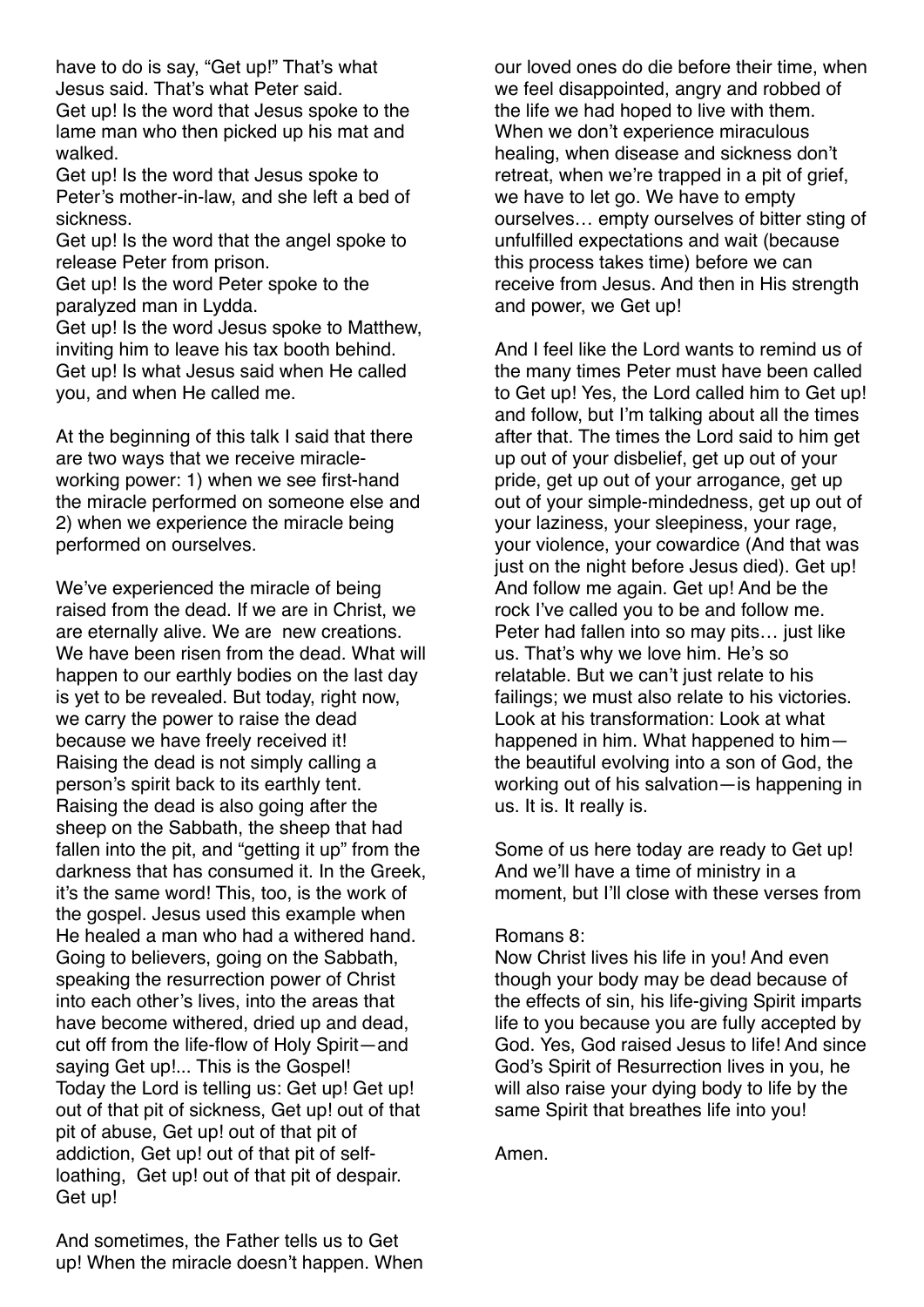have to do is say, "Get up!" That's what Jesus said. That's what Peter said.
Get up! Is the word that Jesus spoke to the lame man who then picked up his mat and walked.
Get up! Is the word that Jesus spoke to Peter's mother-in-law, and she left a bed of sickness.
Get up! Is the word that the angel spoke to release Peter from prison.
Get up! Is the word Peter spoke to the paralyzed man in Lydda.
Get up! Is the word Jesus spoke to Matthew, inviting him to leave his tax booth behind.
Get up! Is what Jesus said when He called you, and when He called me.

At the beginning of this talk I said that there are two ways that we receive miracle-working power: 1) when we see first-hand the miracle performed on someone else and 2) when we experience the miracle being performed on ourselves.

We've experienced the miracle of being raised from the dead. If we are in Christ, we are eternally alive. We are new creations. We have been risen from the dead. What will happen to our earthly bodies on the last day is yet to be revealed. But today, right now, we carry the power to raise the dead because we have freely received it! Raising the dead is not simply calling a person's spirit back to its earthly tent. Raising the dead is also going after the sheep on the Sabbath, the sheep that had fallen into the pit, and "getting it up" from the darkness that has consumed it. In the Greek, it's the same word! This, too, is the work of the gospel. Jesus used this example when He healed a man who had a withered hand. Going to believers, going on the Sabbath, speaking the resurrection power of Christ into each other's lives, into the areas that have become withered, dried up and dead, cut off from the life-flow of Holy Spirit—and saying Get up!... This is the Gospel!
Today the Lord is telling us: Get up! Get up! out of that pit of sickness, Get up! out of that pit of abuse, Get up! out of that pit of addiction, Get up! out of that pit of self-loathing, Get up! out of that pit of despair. Get up!

And sometimes, the Father tells us to Get up! When the miracle doesn't happen. When our loved ones do die before their time, when we feel disappointed, angry and robbed of the life we had hoped to live with them. When we don't experience miraculous healing, when disease and sickness don't retreat, when we're trapped in a pit of grief, we have to let go. We have to empty ourselves… empty ourselves of bitter sting of unfulfilled expectations and wait (because this process takes time) before we can receive from Jesus. And then in His strength and power, we Get up!

And I feel like the Lord wants to remind us of the many times Peter must have been called to Get up! Yes, the Lord called him to Get up! and follow, but I'm talking about all the times after that. The times the Lord said to him get up out of your disbelief, get up out of your pride, get up out of your arrogance, get up out of your simple-mindedness, get up out of your laziness, your sleepiness, your rage, your violence, your cowardice (And that was just on the night before Jesus died). Get up! And follow me again. Get up! And be the rock I've called you to be and follow me. Peter had fallen into so may pits… just like us. That's why we love him. He's so relatable. But we can't just relate to his failings; we must also relate to his victories. Look at his transformation: Look at what happened in him. What happened to him—the beautiful evolving into a son of God, the working out of his salvation—is happening in us. It is. It really is.

Some of us here today are ready to Get up! And we'll have a time of ministry in a moment, but I'll close with these verses from

Romans 8:
Now Christ lives his life in you! And even though your body may be dead because of the effects of sin, his life-giving Spirit imparts life to you because you are fully accepted by God. Yes, God raised Jesus to life! And since God's Spirit of Resurrection lives in you, he will also raise your dying body to life by the same Spirit that breathes life into you!

Amen.